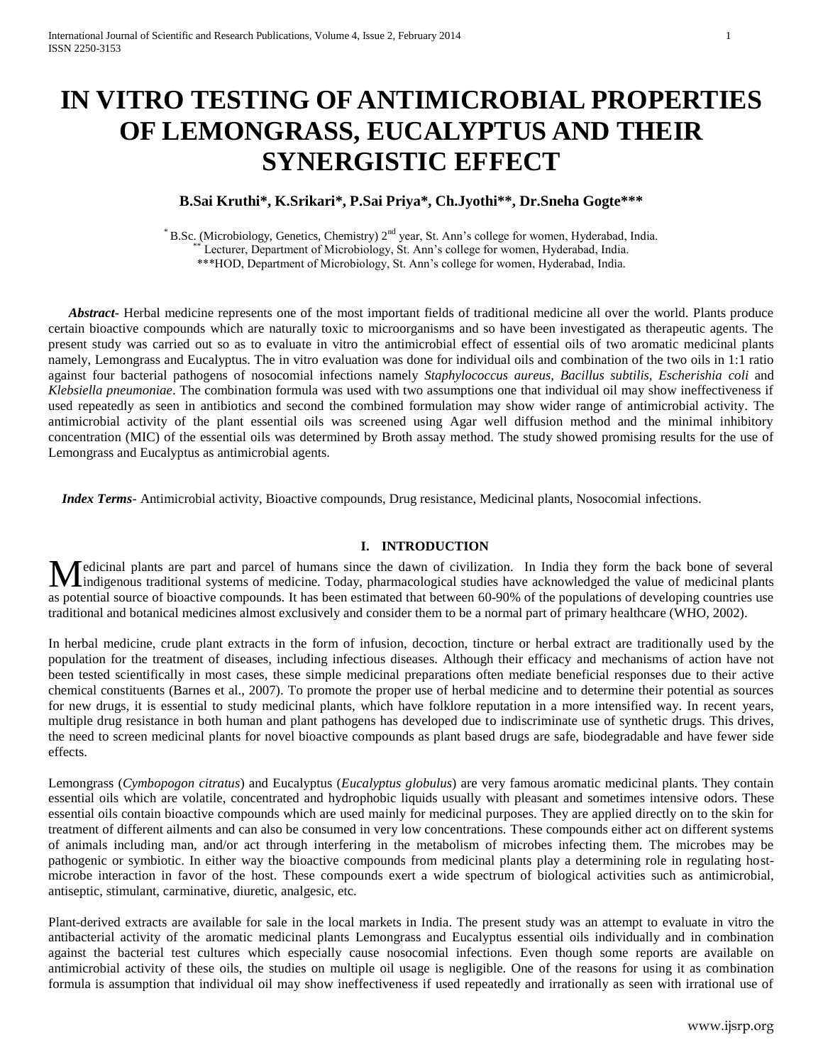# IN VITRO TESTING OF ANTIMICROBIAL PROPERTIES OF LEMONGRASS, EUCALYPTUS AND THEIR SYNERGISTIC EFFECT

**B.Sai Kruthi\*, K.Srikari\*, P.Sai Priya\*, Ch.Jyothi\*\*, Dr.Sneha Gogte\*\*\***

\* B.Sc. (Microbiology, Genetics, Chemistry) 2nd year, St. Ann's college for women, Hyderabad, India.
\*\* Lecturer, Department of Microbiology, St. Ann's college for women, Hyderabad, India.
\*\*\*HOD, Department of Microbiology, St. Ann's college for women, Hyderabad, India.

***Abstract-*** Herbal medicine represents one of the most important fields of traditional medicine all over the world. Plants produce certain bioactive compounds which are naturally toxic to microorganisms and so have been investigated as therapeutic agents. The present study was carried out so as to evaluate in vitro the antimicrobial effect of essential oils of two aromatic medicinal plants namely, Lemongrass and Eucalyptus. The in vitro evaluation was done for individual oils and combination of the two oils in 1:1 ratio against four bacterial pathogens of nosocomial infections namely *Staphylococcus aureus, Bacillus subtilis, Escherishia coli* and *Klebsiella pneumoniae*. The combination formula was used with two assumptions one that individual oil may show ineffectiveness if used repeatedly as seen in antibiotics and second the combined formulation may show wider range of antimicrobial activity. The antimicrobial activity of the plant essential oils was screened using Agar well diffusion method and the minimal inhibitory concentration (MIC) of the essential oils was determined by Broth assay method. The study showed promising results for the use of Lemongrass and Eucalyptus as antimicrobial agents.

***Index Terms-*** Antimicrobial activity, Bioactive compounds, Drug resistance, Medicinal plants, Nosocomial infections.

## I. INTRODUCTION

Medicinal plants are part and parcel of humans since the dawn of civilization. In India they form the back bone of several indigenous traditional systems of medicine. Today, pharmacological studies have acknowledged the value of medicinal plants as potential source of bioactive compounds. It has been estimated that between 60-90% of the populations of developing countries use traditional and botanical medicines almost exclusively and consider them to be a normal part of primary healthcare (WHO, 2002).

In herbal medicine, crude plant extracts in the form of infusion, decoction, tincture or herbal extract are traditionally used by the population for the treatment of diseases, including infectious diseases. Although their efficacy and mechanisms of action have not been tested scientifically in most cases, these simple medicinal preparations often mediate beneficial responses due to their active chemical constituents (Barnes et al., 2007). To promote the proper use of herbal medicine and to determine their potential as sources for new drugs, it is essential to study medicinal plants, which have folklore reputation in a more intensified way. In recent years, multiple drug resistance in both human and plant pathogens has developed due to indiscriminate use of synthetic drugs. This drives, the need to screen medicinal plants for novel bioactive compounds as plant based drugs are safe, biodegradable and have fewer side effects.

Lemongrass (*Cymbopogon citratus*) and Eucalyptus (*Eucalyptus globulus*) are very famous aromatic medicinal plants. They contain essential oils which are volatile, concentrated and hydrophobic liquids usually with pleasant and sometimes intensive odors. These essential oils contain bioactive compounds which are used mainly for medicinal purposes. They are applied directly on to the skin for treatment of different ailments and can also be consumed in very low concentrations. These compounds either act on different systems of animals including man, and/or act through interfering in the metabolism of microbes infecting them. The microbes may be pathogenic or symbiotic. In either way the bioactive compounds from medicinal plants play a determining role in regulating host-microbe interaction in favor of the host. These compounds exert a wide spectrum of biological activities such as antimicrobial, antiseptic, stimulant, carminative, diuretic, analgesic, etc.

Plant-derived extracts are available for sale in the local markets in India. The present study was an attempt to evaluate in vitro the antibacterial activity of the aromatic medicinal plants Lemongrass and Eucalyptus essential oils individually and in combination against the bacterial test cultures which especially cause nosocomial infections. Even though some reports are available on antimicrobial activity of these oils, the studies on multiple oil usage is negligible. One of the reasons for using it as combination formula is assumption that individual oil may show ineffectiveness if used repeatedly and irrationally as seen with irrational use of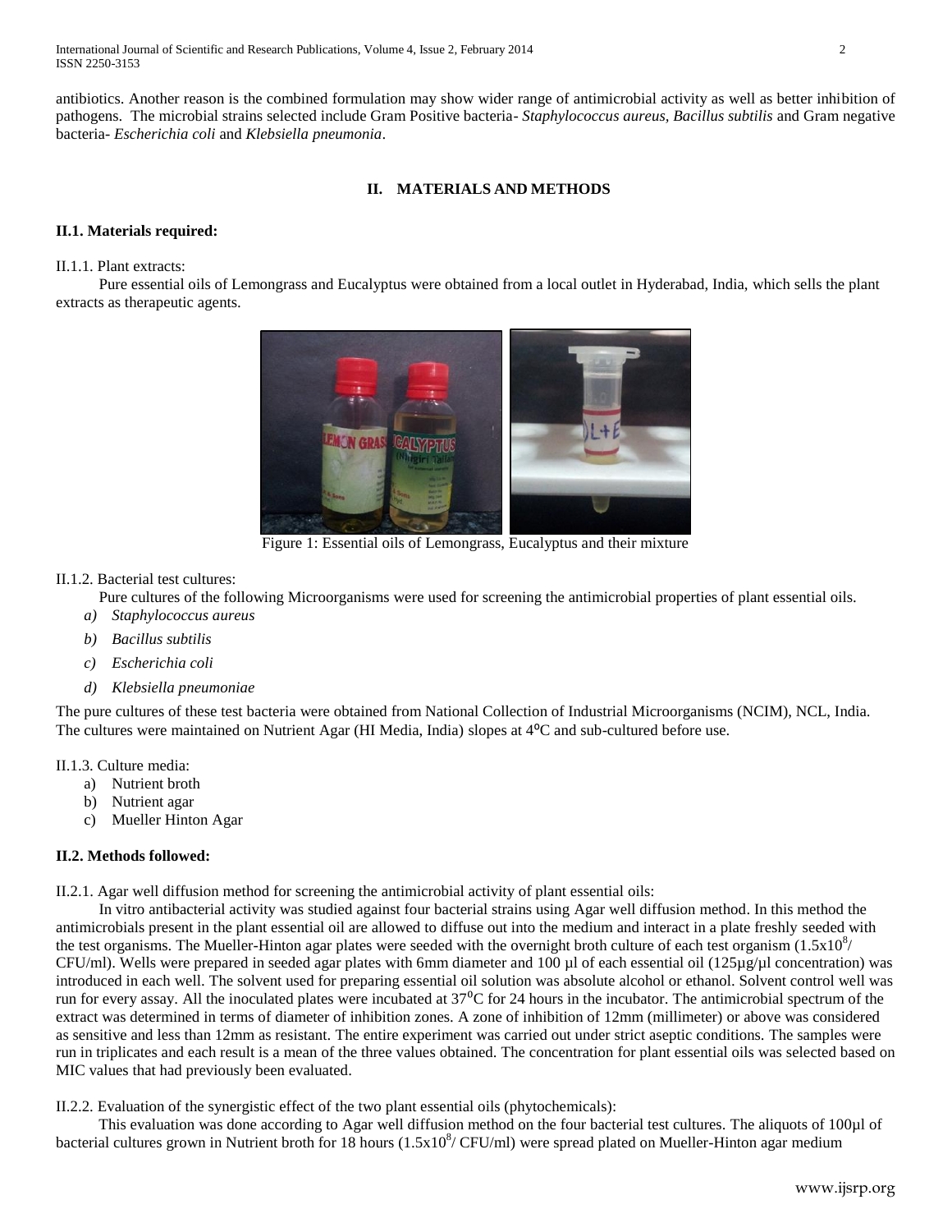antibiotics. Another reason is the combined formulation may show wider range of antimicrobial activity as well as better inhibition of pathogens. The microbial strains selected include Gram Positive bacteria- *Staphylococcus aureus, Bacillus subtilis* and Gram negative bacteria- *Escherichia coli* and *Klebsiella pneumonia*.

## II. MATERIALS AND METHODS

### II.1. Materials required:

II.1.1. Plant extracts:

Pure essential oils of Lemongrass and Eucalyptus were obtained from a local outlet in Hyderabad, India, which sells the plant extracts as therapeutic agents.

Figure 1: Essential oils of Lemongrass, Eucalyptus and their mixture

II.1.2. Bacterial test cultures:

Pure cultures of the following Microorganisms were used for screening the antimicrobial properties of plant essential oils.

a) *Staphylococcus aureus*
b) *Bacillus subtilis*
c) *Escherichia coli*
d) *Klebsiella pneumoniae*

The pure cultures of these test bacteria were obtained from National Collection of Industrial Microorganisms (NCIM), NCL, India. The cultures were maintained on Nutrient Agar (HI Media, India) slopes at 4°C and sub-cultured before use.

II.1.3. Culture media:

a) Nutrient broth
b) Nutrient agar
c) Mueller Hinton Agar

### II.2. Methods followed:

II.2.1. Agar well diffusion method for screening the antimicrobial activity of plant essential oils:

In vitro antibacterial activity was studied against four bacterial strains using Agar well diffusion method. In this method the antimicrobials present in the plant essential oil are allowed to diffuse out into the medium and interact in a plate freshly seeded with the test organisms. The Mueller-Hinton agar plates were seeded with the overnight broth culture of each test organism ($1.5x10^8$/ CFU/ml). Wells were prepared in seeded agar plates with 6mm diameter and 100 µl of each essential oil (125µg/µl concentration) was introduced in each well. The solvent used for preparing essential oil solution was absolute alcohol or ethanol. Solvent control well was run for every assay. All the inoculated plates were incubated at 37°C for 24 hours in the incubator. The antimicrobial spectrum of the extract was determined in terms of diameter of inhibition zones. A zone of inhibition of 12mm (millimeter) or above was considered as sensitive and less than 12mm as resistant. The entire experiment was carried out under strict aseptic conditions. The samples were run in triplicates and each result is a mean of the three values obtained. The concentration for plant essential oils was selected based on MIC values that had previously been evaluated.

II.2.2. Evaluation of the synergistic effect of the two plant essential oils (phytochemicals):

This evaluation was done according to Agar well diffusion method on the four bacterial test cultures. The aliquots of 100µl of bacterial cultures grown in Nutrient broth for 18 hours ($1.5x10^8$/ CFU/ml) were spread plated on Mueller-Hinton agar medium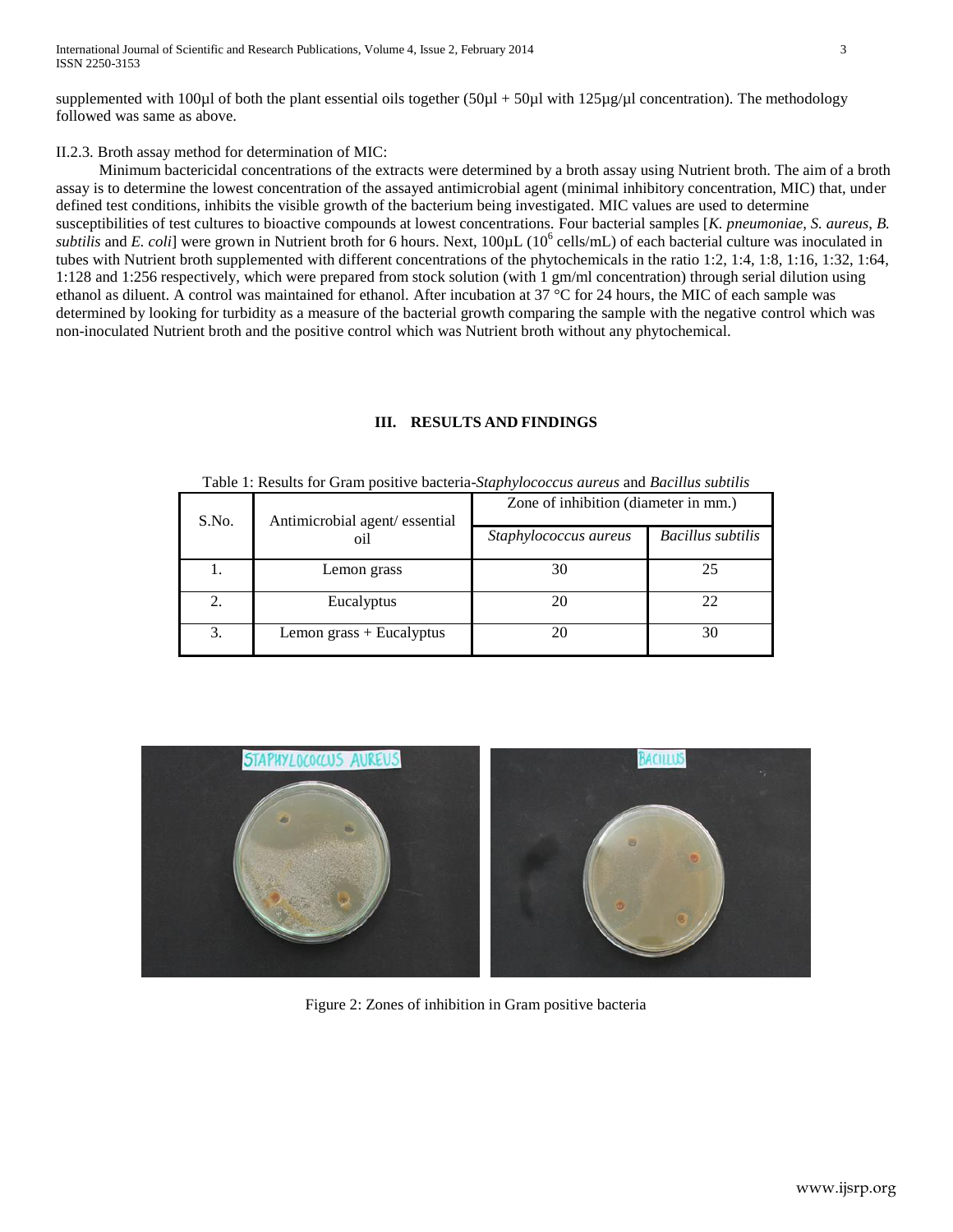supplemented with 100µl of both the plant essential oils together (50µl + 50µl with 125µg/µl concentration). The methodology followed was same as above.

II.2.3. Broth assay method for determination of MIC:

Minimum bactericidal concentrations of the extracts were determined by a broth assay using Nutrient broth. The aim of a broth assay is to determine the lowest concentration of the assayed antimicrobial agent (minimal inhibitory concentration, MIC) that, under defined test conditions, inhibits the visible growth of the bacterium being investigated. MIC values are used to determine susceptibilities of test cultures to bioactive compounds at lowest concentrations. Four bacterial samples [*K. pneumoniae*, *S. aureus*, *B. subtilis* and *E. coli*] were grown in Nutrient broth for 6 hours. Next, 100µL ($10^6$ cells/mL) of each bacterial culture was inoculated in tubes with Nutrient broth supplemented with different concentrations of the phytochemicals in the ratio 1:2, 1:4, 1:8, 1:16, 1:32, 1:64, 1:128 and 1:256 respectively, which were prepared from stock solution (with 1 gm/ml concentration) through serial dilution using ethanol as diluent. A control was maintained for ethanol. After incubation at 37 °C for 24 hours, the MIC of each sample was determined by looking for turbidity as a measure of the bacterial growth comparing the sample with the negative control which was non-inoculated Nutrient broth and the positive control which was Nutrient broth without any phytochemical.

## III. RESULTS AND FINDINGS

Table 1: Results for Gram positive bacteria-*Staphylococcus aureus* and *Bacillus subtilis*

| S.No. | Antimicrobial agent/ essential oil | Zone of inhibition (diameter in mm.) | |
|---|---|---|---|
| | | *Staphylococcus aureus* | *Bacillus subtilis* |
| 1. | Lemon grass | 30 | 25 |
| 2. | Eucalyptus | 20 | 22 |
| 3. | Lemon grass + Eucalyptus | 20 | 30 |

Figure 2: Zones of inhibition in Gram positive bacteria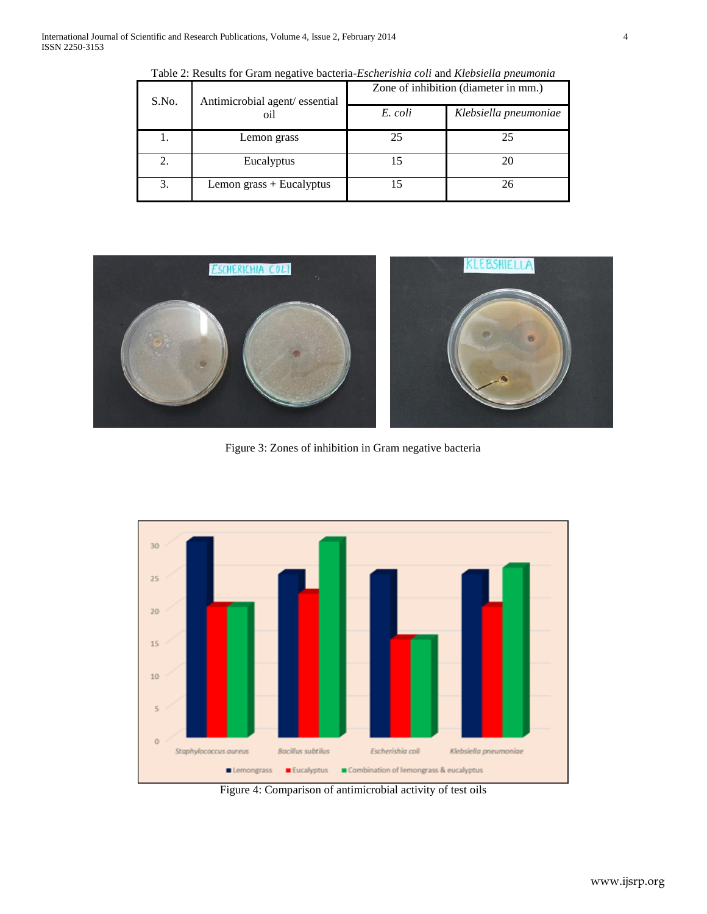Table 2: Results for Gram negative bacteria-*Escherishia coli* and *Klebsiella pneumonia*

| S.No. | Antimicrobial agent/ essential oil | Zone of inhibition (diameter in mm.) | |
|---|---|---|---|
| | | *E. coli* | *Klebsiella pneumoniae* |
| 1. | Lemon grass | 25 | 25 |
| 2. | Eucalyptus | 15 | 20 |
| 3. | Lemon grass + Eucalyptus | 15 | 26 |

Figure 3: Zones of inhibition in Gram negative bacteria

Figure 4: Comparison of antimicrobial activity of test oils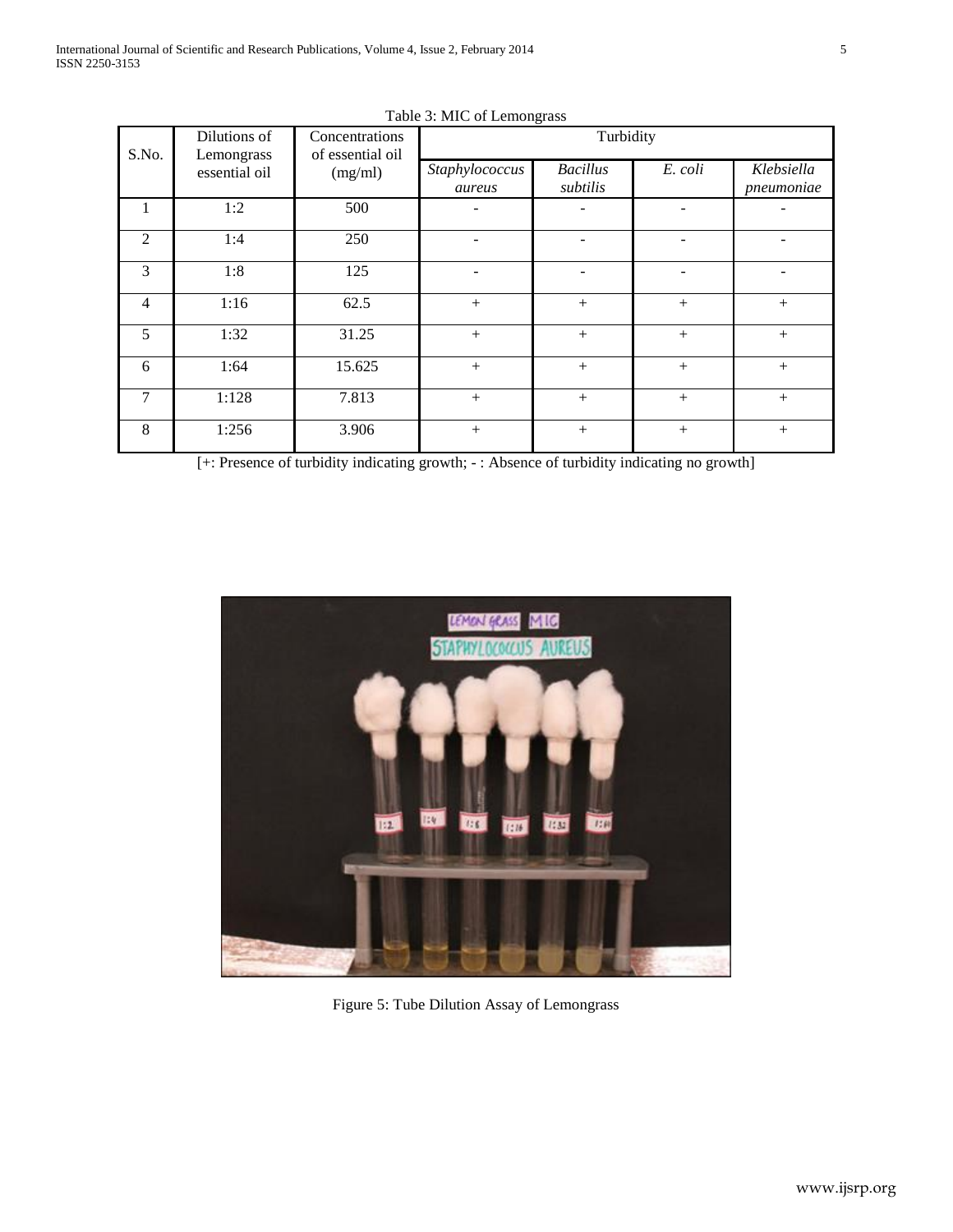Table 3: MIC of Lemongrass

| S.No. | Dilutions of Lemongrass essential oil | Concentrations of essential oil (mg/ml) | Turbidity | | | |
|---|---|---|---|---|---|---|
| | | | *Staphylococcus aureus* | *Bacillus subtilis* | *E. coli* | *Klebsiella pneumoniae* |
| 1 | 1:2 | 500 | - | - | - | - |
| 2 | 1:4 | 250 | - | - | - | - |
| 3 | 1:8 | 125 | - | - | - | - |
| 4 | 1:16 | 62.5 | + | + | + | + |
| 5 | 1:32 | 31.25 | + | + | + | + |
| 6 | 1:64 | 15.625 | + | + | + | + |
| 7 | 1:128 | 7.813 | + | + | + | + |
| 8 | 1:256 | 3.906 | + | + | + | + |

[+: Presence of turbidity indicating growth; - : Absence of turbidity indicating no growth]

Figure 5: Tube Dilution Assay of Lemongrass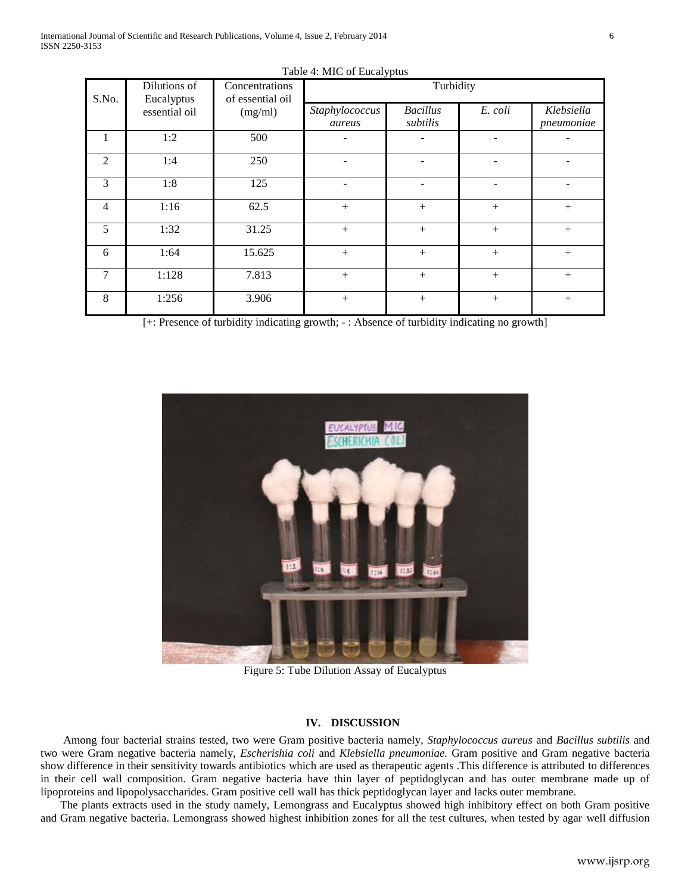Table 4: MIC of Eucalyptus

| S.No. | Dilutions of Eucalyptus essential oil | Concentrations of essential oil (mg/ml) | Turbidity | | | |
|---|---|---|---|---|---|---|
| | | | *Staphylococcus aureus* | *Bacillus subtilis* | *E. coli* | *Klebsiella pneumoniae* |
| 1 | 1:2 | 500 | - | - | - | - |
| 2 | 1:4 | 250 | - | - | - | - |
| 3 | 1:8 | 125 | - | - | - | - |
| 4 | 1:16 | 62.5 | + | + | + | + |
| 5 | 1:32 | 31.25 | + | + | + | + |
| 6 | 1:64 | 15.625 | + | + | + | + |
| 7 | 1:128 | 7.813 | + | + | + | + |
| 8 | 1:256 | 3.906 | + | + | + | + |

[+: Presence of turbidity indicating growth; - : Absence of turbidity indicating no growth]

Figure 5: Tube Dilution Assay of Eucalyptus

## IV. DISCUSSION

Among four bacterial strains tested, two were Gram positive bacteria namely, *Staphylococcus aureus* and *Bacillus subtilis* and two were Gram negative bacteria namely, *Escherishia coli* and *Klebsiella pneumoniae.* Gram positive and Gram negative bacteria show difference in their sensitivity towards antibiotics which are used as therapeutic agents .This difference is attributed to differences in their cell wall composition. Gram negative bacteria have thin layer of peptidoglycan and has outer membrane made up of lipoproteins and lipopolysaccharides. Gram positive cell wall has thick peptidoglycan layer and lacks outer membrane.

The plants extracts used in the study namely, Lemongrass and Eucalyptus showed high inhibitory effect on both Gram positive and Gram negative bacteria. Lemongrass showed highest inhibition zones for all the test cultures, when tested by agar well diffusion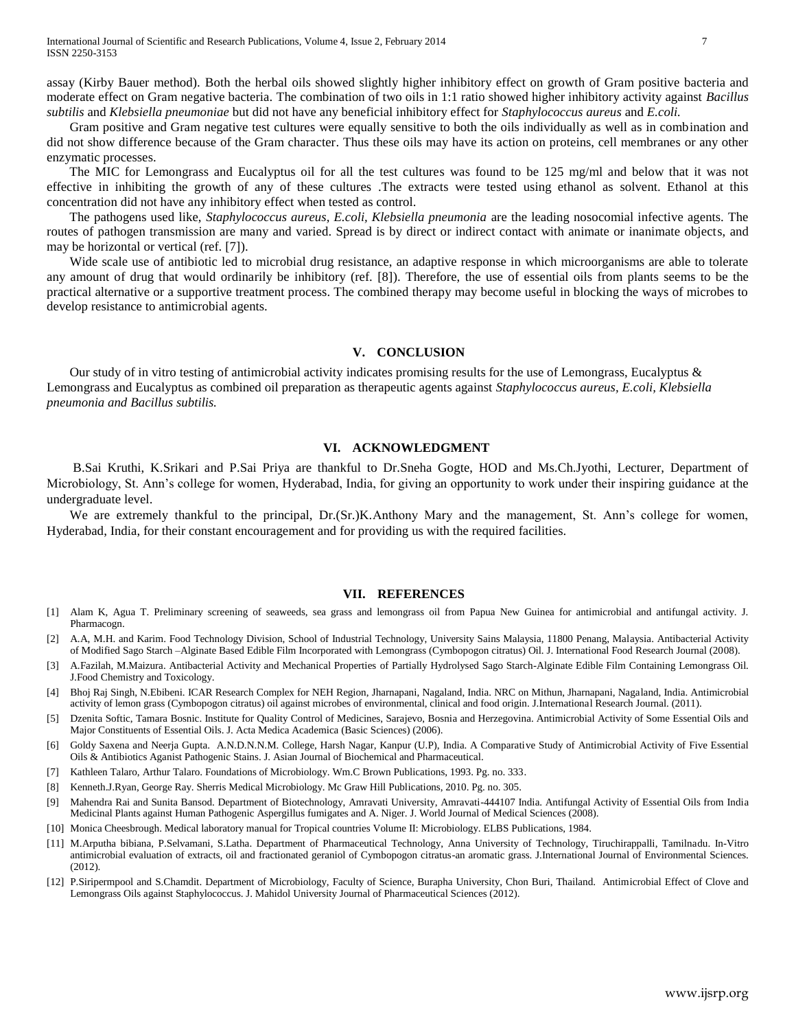assay (Kirby Bauer method). Both the herbal oils showed slightly higher inhibitory effect on growth of Gram positive bacteria and moderate effect on Gram negative bacteria. The combination of two oils in 1:1 ratio showed higher inhibitory activity against *Bacillus subtilis* and *Klebsiella pneumoniae* but did not have any beneficial inhibitory effect for *Staphylococcus aureus* and *E.coli.*

Gram positive and Gram negative test cultures were equally sensitive to both the oils individually as well as in combination and did not show difference because of the Gram character. Thus these oils may have its action on proteins, cell membranes or any other enzymatic processes.

The MIC for Lemongrass and Eucalyptus oil for all the test cultures was found to be 125 mg/ml and below that it was not effective in inhibiting the growth of any of these cultures .The extracts were tested using ethanol as solvent. Ethanol at this concentration did not have any inhibitory effect when tested as control.

The pathogens used like, *Staphylococcus aureus, E.coli, Klebsiella pneumonia* are the leading nosocomial infective agents. The routes of pathogen transmission are many and varied. Spread is by direct or indirect contact with animate or inanimate objects, and may be horizontal or vertical (ref. [7]).

Wide scale use of antibiotic led to microbial drug resistance, an adaptive response in which microorganisms are able to tolerate any amount of drug that would ordinarily be inhibitory (ref. [8]). Therefore, the use of essential oils from plants seems to be the practical alternative or a supportive treatment process. The combined therapy may become useful in blocking the ways of microbes to develop resistance to antimicrobial agents.

## V. CONCLUSION

Our study of in vitro testing of antimicrobial activity indicates promising results for the use of Lemongrass, Eucalyptus & Lemongrass and Eucalyptus as combined oil preparation as therapeutic agents against *Staphylococcus aureus, E.coli, Klebsiella pneumonia and Bacillus subtilis.*

## VI. ACKNOWLEDGMENT

B.Sai Kruthi, K.Srikari and P.Sai Priya are thankful to Dr.Sneha Gogte, HOD and Ms.Ch.Jyothi, Lecturer, Department of Microbiology, St. Ann's college for women, Hyderabad, India, for giving an opportunity to work under their inspiring guidance at the undergraduate level.

We are extremely thankful to the principal, Dr.(Sr.)K.Anthony Mary and the management, St. Ann's college for women, Hyderabad, India, for their constant encouragement and for providing us with the required facilities.

## VII. REFERENCES

[1] Alam K, Agua T. Preliminary screening of seaweeds, sea grass and lemongrass oil from Papua New Guinea for antimicrobial and antifungal activity. J. Pharmacogn.

[2] A.A, M.H. and Karim. Food Technology Division, School of Industrial Technology, University Sains Malaysia, 11800 Penang, Malaysia. Antibacterial Activity of Modified Sago Starch –Alginate Based Edible Film Incorporated with Lemongrass (Cymbopogon citratus) Oil. J. International Food Research Journal (2008).

[3] A.Fazilah, M.Maizura. Antibacterial Activity and Mechanical Properties of Partially Hydrolysed Sago Starch-Alginate Edible Film Containing Lemongrass Oil. J.Food Chemistry and Toxicology.

[4] Bhoj Raj Singh, N.Ebibeni. ICAR Research Complex for NEH Region, Jharnapani, Nagaland, India. NRC on Mithun, Jharnapani, Nagaland, India. Antimicrobial activity of lemon grass (Cymbopogon citratus) oil against microbes of environmental, clinical and food origin. J.International Research Journal. (2011).

[5] Dzenita Softic, Tamara Bosnic. Institute for Quality Control of Medicines, Sarajevo, Bosnia and Herzegovina. Antimicrobial Activity of Some Essential Oils and Major Constituents of Essential Oils. J. Acta Medica Academica (Basic Sciences) (2006).

[6] Goldy Saxena and Neerja Gupta. A.N.D.N.N.M. College, Harsh Nagar, Kanpur (U.P), India. A Comparative Study of Antimicrobial Activity of Five Essential Oils & Antibiotics Aganist Pathogenic Stains. J. Asian Journal of Biochemical and Pharmaceutical.

[7] Kathleen Talaro, Arthur Talaro. Foundations of Microbiology. Wm.C Brown Publications, 1993. Pg. no. 333.

[8] Kenneth.J.Ryan, George Ray. Sherris Medical Microbiology. Mc Graw Hill Publications, 2010. Pg. no. 305.

[9] Mahendra Rai and Sunita Bansod. Department of Biotechnology, Amravati University, Amravati-444107 India. Antifungal Activity of Essential Oils from India Medicinal Plants against Human Pathogenic Aspergillus fumigates and A. Niger. J. World Journal of Medical Sciences (2008).

[10] Monica Cheesbrough. Medical laboratory manual for Tropical countries Volume II: Microbiology. ELBS Publications, 1984.

[11] M.Arputha bibiana, P.Selvamani, S.Latha. Department of Pharmaceutical Technology, Anna University of Technology, Tiruchirappalli, Tamilnadu. In-Vitro antimicrobial evaluation of extracts, oil and fractionated geraniol of Cymbopogon citratus-an aromatic grass. J.International Journal of Environmental Sciences. (2012).

[12] P.Siripermpool and S.Chamdit. Department of Microbiology, Faculty of Science, Burapha University, Chon Buri, Thailand. Antimicrobial Effect of Clove and Lemongrass Oils against Staphylococcus. J. Mahidol University Journal of Pharmaceutical Sciences (2012).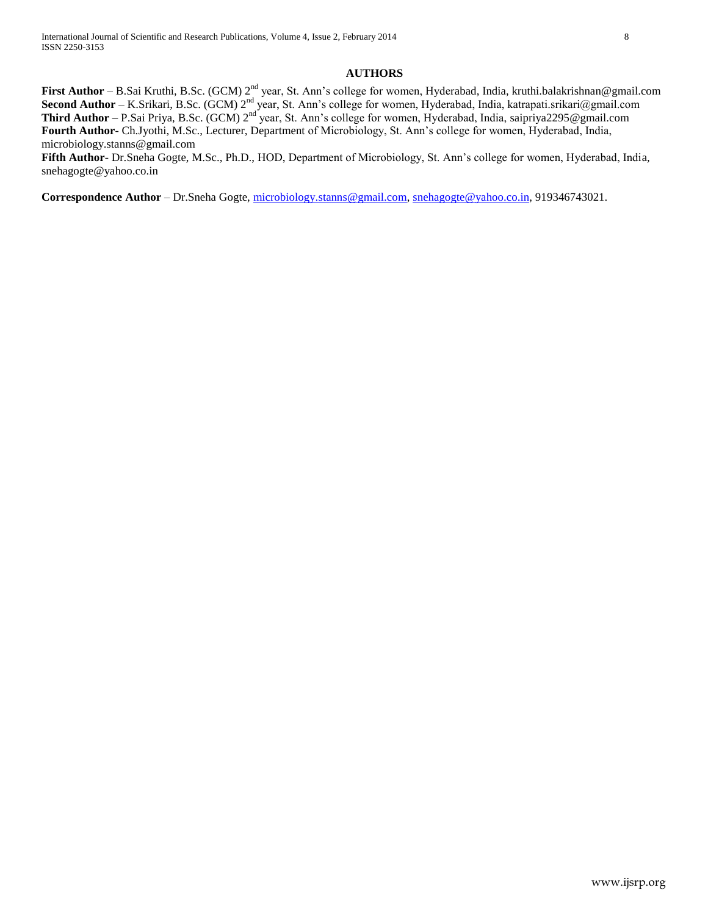## AUTHORS

**First Author** – B.Sai Kruthi, B.Sc. (GCM) 2nd year, St. Ann's college for women, Hyderabad, India, kruthi.balakrishnan@gmail.com

**Second Author** – K.Srikari, B.Sc. (GCM) 2nd year, St. Ann's college for women, Hyderabad, India, katrapati.srikari@gmail.com

**Third Author** – P.Sai Priya, B.Sc. (GCM) 2nd year, St. Ann's college for women, Hyderabad, India, saipriya2295@gmail.com

**Fourth Author**- Ch.Jyothi, M.Sc., Lecturer, Department of Microbiology, St. Ann's college for women, Hyderabad, India, microbiology.stanns@gmail.com

**Fifth Author**- Dr.Sneha Gogte, M.Sc., Ph.D., HOD, Department of Microbiology, St. Ann's college for women, Hyderabad, India, snehagogte@yahoo.co.in

**Correspondence Author** – Dr.Sneha Gogte, microbiology.stanns@gmail.com, snehagogte@yahoo.co.in, 919346743021.